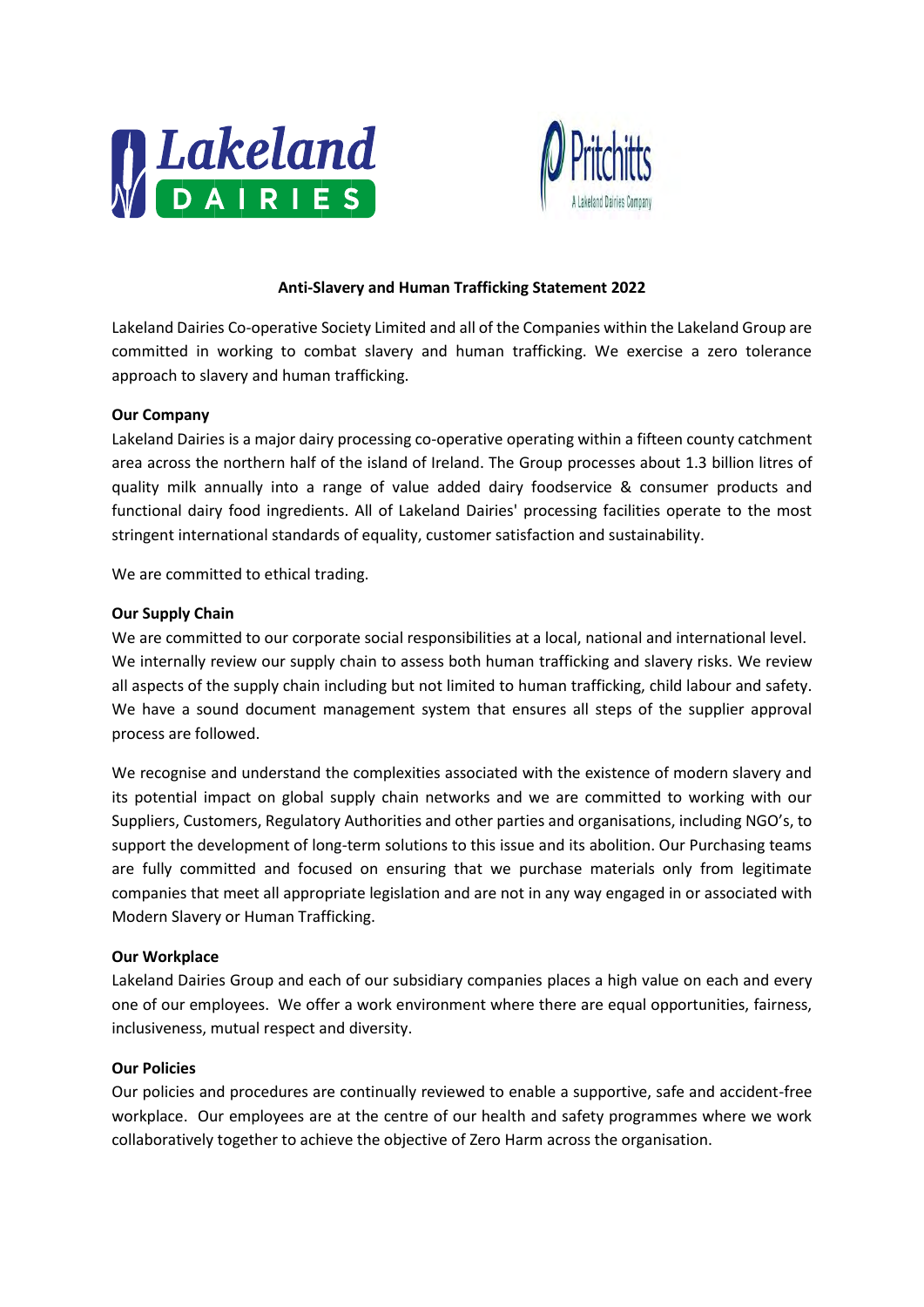# Anti-Slavery and Human Trafficking Statement 2022

Lakeland Dairies Co-operative Society Limited and all of the Companies within the Lakeland Group are committed in working to combat slavery and human trafficking. We exercise a zero tolerance approach to slavery and human trafficking.

**Our Company**

Lakeland Dairies is a major dairy processing co-operative operating within a fifteen county catchment area across the northern half of the island of Ireland. The Group processes about 1.3 billion litres of quality milk annually into a range of value added dairy foodservice & consumer products and functional dairy food ingredients. All of Lakeland Dairies' processing facilities operate to the most stringent international standards of equality, customer satisfaction and sustainability.

We are committed to ethical trading.

**Our Supply Chain**

We are committed to our corporate social responsibilities at a local, national and international level. We internally review our supply chain to assess both human trafficking and slavery risks. We review all aspects of the supply chain including but not limited to human trafficking, child labour and safety. We have a sound document management system that ensures all steps of the supplier approval process are followed.

We recognise and understand the complexities associated with the existence of modern slavery and its potential impact on global supply chain networks and we are committed to working with our Suppliers, Customers, Regulatory Authorities and other parties and organisations, including NGO's, to support the development of long-term solutions to this issue and its abolition. Our Purchasing teams are fully committed and focused on ensuring that we purchase materials only from legitimate companies that meet all appropriate legislation and are not in any way engaged in or associated with Modern Slavery or Human Trafficking.

**Our Workplace**

Lakeland Dairies Group and each of our subsidiary companies places a high value on each and every one of our employees. We offer a work environment where there are equal opportunities, fairness, inclusiveness, mutual respect and diversity.

**Our Policies**

Our policies and procedures are continually reviewed to enable a supportive, safe and accident-free workplace. Our employees are at the centre of our health and safety programmes where we work collaboratively together to achieve the objective of Zero Harm across the organisation.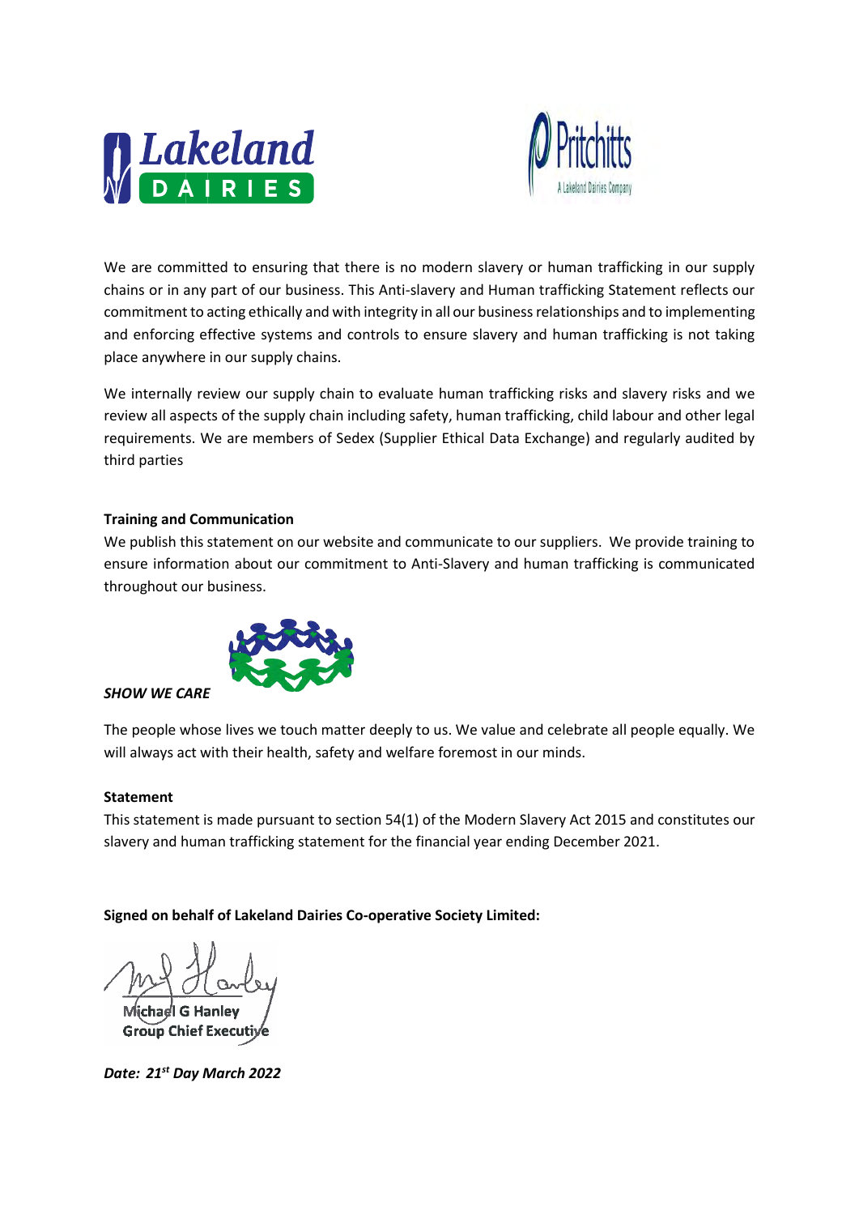We are committed to ensuring that there is no modern slavery or human trafficking in our supply chains or in any part of our business. This Anti-slavery and Human trafficking Statement reflects our commitment to acting ethically and with integrity in all our business relationships and to implementing and enforcing effective systems and controls to ensure slavery and human trafficking is not taking place anywhere in our supply chains.

We internally review our supply chain to evaluate human trafficking risks and slavery risks and we review all aspects of the supply chain including safety, human trafficking, child labour and other legal requirements. We are members of Sedex (Supplier Ethical Data Exchange) and regularly audited by third parties

**Training and Communication**

We publish this statement on our website and communicate to our suppliers. We provide training to ensure information about our commitment to Anti-Slavery and human trafficking is communicated throughout our business.

***SHOW WE CARE***

The people whose lives we touch matter deeply to us. We value and celebrate all people equally. We will always act with their health, safety and welfare foremost in our minds.

**Statement**

This statement is made pursuant to section 54(1) of the Modern Slavery Act 2015 and constitutes our slavery and human trafficking statement for the financial year ending December 2021.

**Signed on behalf of Lakeland Dairies Co-operative Society Limited:**

Michael G Hanley
Group Chief Executive

***Date: 21st Day March 2022***